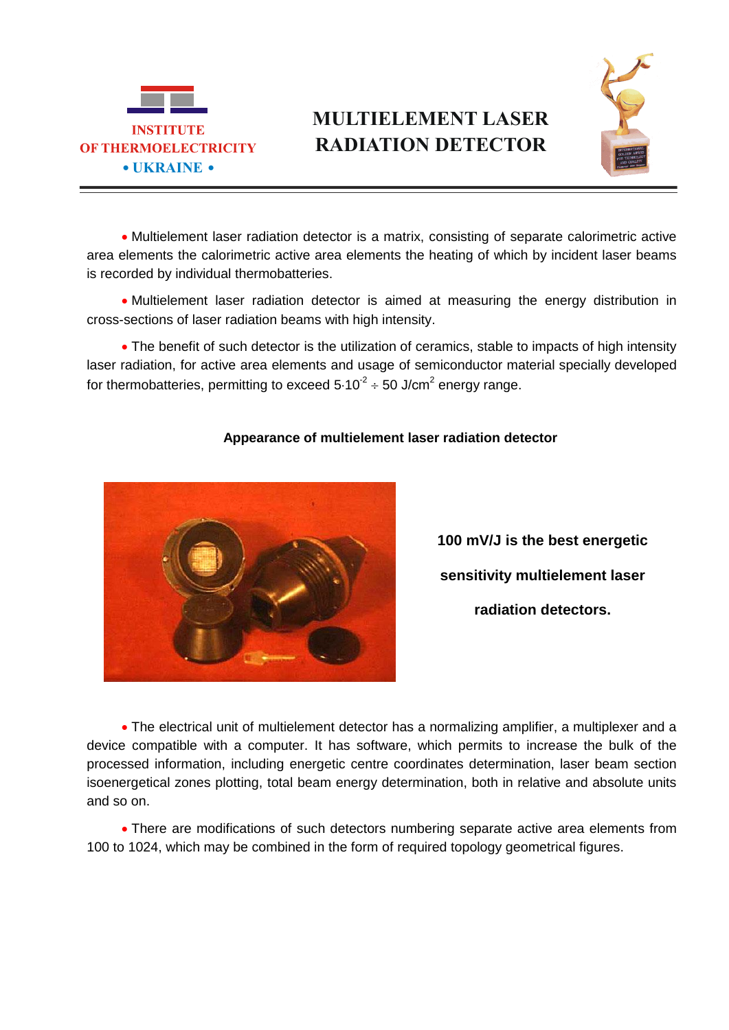INSTITUTE OF THERMOELECTRICITY • UKRAINE •

# MULTIELEMENT LASER RADIATION DETECTOR

- Multielement laser radiation detector is a matrix, consisting of separate calorimetric active area elements the calorimetric active area elements the heating of which by incident laser beams is recorded by individual thermobatteries.

- Multielement laser radiation detector is aimed at measuring the energy distribution in cross-sections of laser radiation beams with high intensity.

- The benefit of such detector is the utilization of ceramics, stable to impacts of high intensity laser radiation, for active area elements and usage of semiconductor material specially developed for thermobatteries, permitting to exceed $5\cdot10^{-2} \div 50$ J/cm$^2$ energy range.

**Appearance of multielement laser radiation detector**

**100 mV/J is the best energetic sensitivity multielement laser radiation detectors.**

- The electrical unit of multielement detector has a normalizing amplifier, a multiplexer and a device compatible with a computer. It has software, which permits to increase the bulk of the processed information, including energetic centre coordinates determination, laser beam section isoenergetical zones plotting, total beam energy determination, both in relative and absolute units and so on.

- There are modifications of such detectors numbering separate active area elements from 100 to 1024, which may be combined in the form of required topology geometrical figures.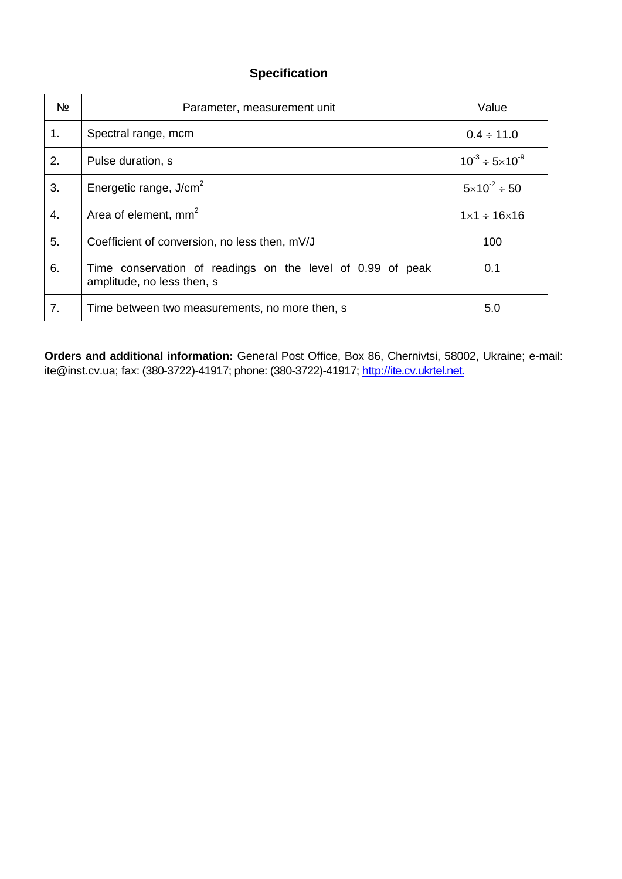## Specification

| № | Parameter, measurement unit | Value |
|---|---|---|
| 1. | Spectral range, mcm | $0.4 \div 11.0$ |
| 2. | Pulse duration, s | $10^{-3} \div 5\times10^{-9}$ |
| 3. | Energetic range, $J/cm^2$ | $5\times10^{-2} \div 50$ |
| 4. | Area of element, $mm^2$ | $1\times1 \div 16\times16$ |
| 5. | Coefficient of conversion, no less then, mV/J | 100 |
| 6. | Time conservation of readings on the level of 0.99 of peak amplitude, no less then, s | 0.1 |
| 7. | Time between two measurements, no more then, s | 5.0 |

**Orders and additional information:** General Post Office, Box 86, Chernivtsi, 58002, Ukraine; e-mail: ite@inst.cv.ua; fax: (380-3722)-41917; phone: (380-3722)-41917; http://ite.cv.ukrtel.net.